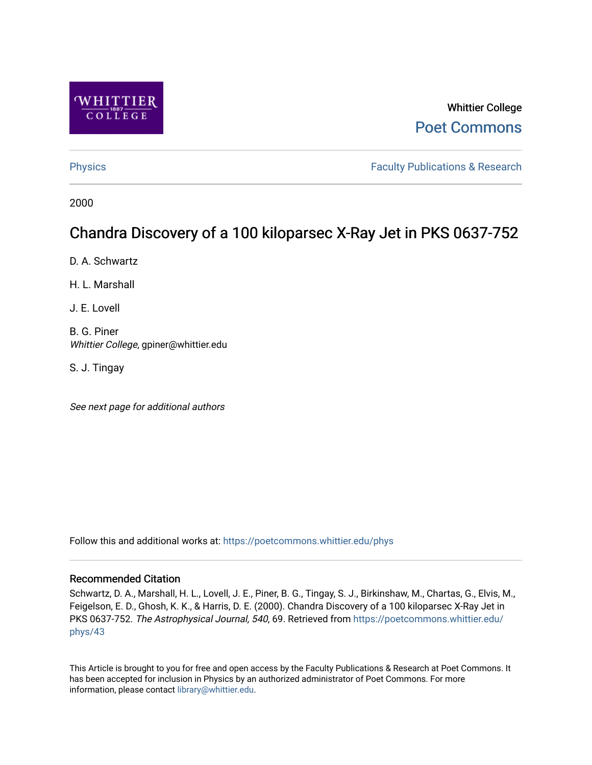Whittier College

Poet Commons

Physics

Faculty Publications & Research

2000

# Chandra Discovery of a 100 kiloparsec X-Ray Jet in PKS 0637-752

D. A. Schwartz

H. L. Marshall

J. E. Lovell

B. G. Piner
*Whittier College*, gpiner@whittier.edu

S. J. Tingay

*See next page for additional authors*

Follow this and additional works at: https://poetcommons.whittier.edu/phys

## Recommended Citation

Schwartz, D. A., Marshall, H. L., Lovell, J. E., Piner, B. G., Tingay, S. J., Birkinshaw, M., Chartas, G., Elvis, M., Feigelson, E. D., Ghosh, K. K., & Harris, D. E. (2000). Chandra Discovery of a 100 kiloparsec X-Ray Jet in PKS 0637-752. *The Astrophysical Journal, 540*, 69. Retrieved from https://poetcommons.whittier.edu/phys/43

This Article is brought to you for free and open access by the Faculty Publications & Research at Poet Commons. It has been accepted for inclusion in Physics by an authorized administrator of Poet Commons. For more information, please contact library@whittier.edu.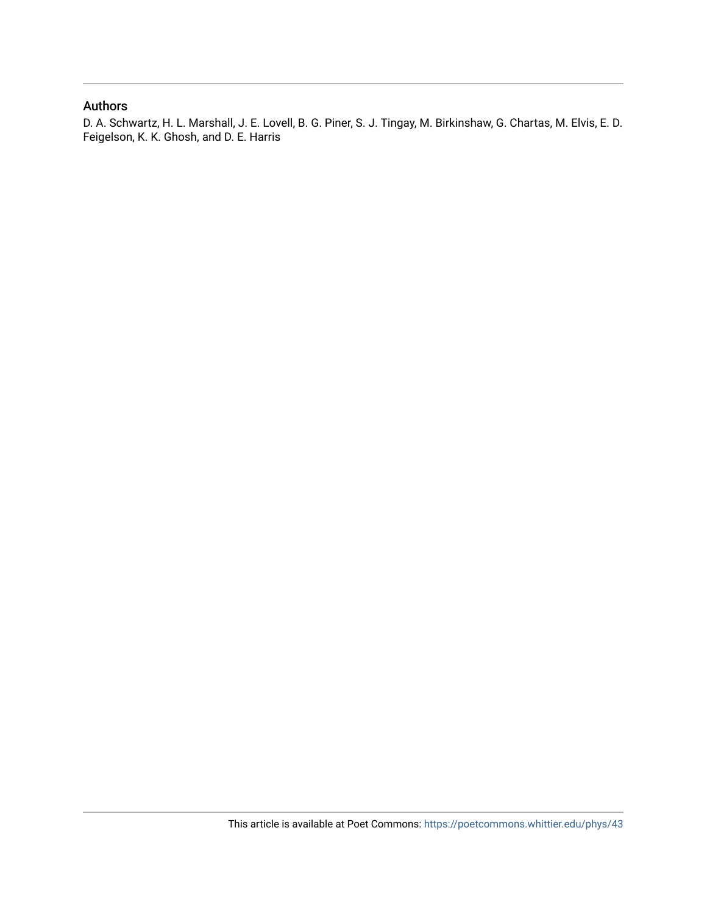## Authors

D. A. Schwartz, H. L. Marshall, J. E. Lovell, B. G. Piner, S. J. Tingay, M. Birkinshaw, G. Chartas, M. Elvis, E. D. Feigelson, K. K. Ghosh, and D. E. Harris

This article is available at Poet Commons: https://poetcommons.whittier.edu/phys/43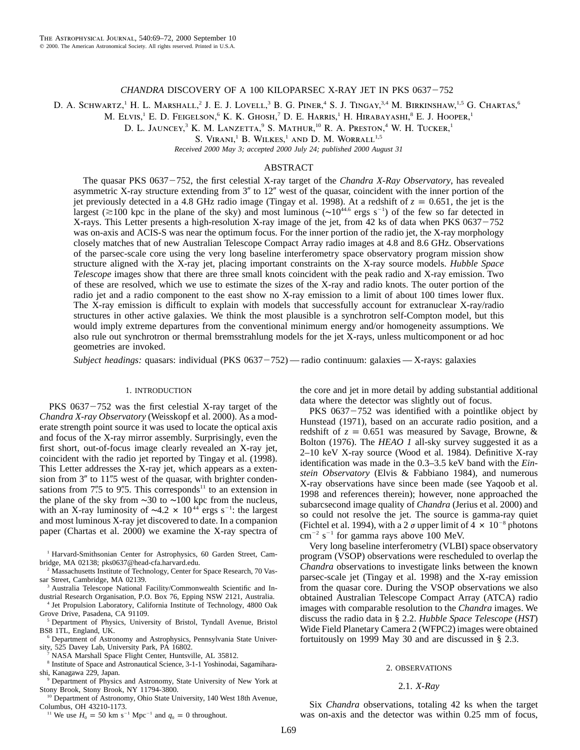# CHANDRA DISCOVERY OF A 100 KILOPARSEC X-RAY JET IN PKS 0637−752

D. A. Schwartz,[1] H. L. Marshall,[2] J. E. J. Lovell,[3] B. G. Piner,[4] S. J. Tingay,[3,4] M. Birkinshaw,[1,5] G. Chartas,[6] M. Elvis,[1] E. D. Feigelson,[6] K. K. Ghosh,[7] D. E. Harris,[1] H. Hirabayashi,[8] E. J. Hooper,[1] D. L. Jauncey,[3] K. M. Lanzetta,[9] S. Mathur,[10] R. A. Preston,[4] W. H. Tucker,[1] S. Virani,[1] B. Wilkes,[1] and D. M. Worrall[1,5]

*Received 2000 May 3; accepted 2000 July 24; published 2000 August 31*

## ABSTRACT

The quasar PKS 0637−752, the first celestial X-ray target of the *Chandra X-Ray Observatory*, has revealed asymmetric X-ray structure extending from 3″ to 12″ west of the quasar, coincident with the inner portion of the jet previously detected in a 4.8 GHz radio image (Tingay et al. 1998). At a redshift of $z = 0.651$, the jet is the largest ($\gtrsim$100 kpc in the plane of the sky) and most luminous ($\sim 10^{44.6}$ ergs s$^{-1}$) of the few so far detected in X-rays. This Letter presents a high-resolution X-ray image of the jet, from 42 ks of data when PKS 0637−752 was on-axis and ACIS-S was near the optimum focus. For the inner portion of the radio jet, the X-ray morphology closely matches that of new Australian Telescope Compact Array radio images at 4.8 and 8.6 GHz. Observations of the parsec-scale core using the very long baseline interferometry space observatory program mission show structure aligned with the X-ray jet, placing important constraints on the X-ray source models. *Hubble Space Telescope* images show that there are three small knots coincident with the peak radio and X-ray emission. Two of these are resolved, which we use to estimate the sizes of the X-ray and radio knots. The outer portion of the radio jet and a radio component to the east show no X-ray emission to a limit of about 100 times lower flux. The X-ray emission is difficult to explain with models that successfully account for extranuclear X-ray/radio structures in other active galaxies. We think the most plausible is a synchrotron self-Compton model, but this would imply extreme departures from the conventional minimum energy and/or homogeneity assumptions. We also rule out synchrotron or thermal bremsstrahlung models for the jet X-rays, unless multicomponent or ad hoc geometries are invoked.

*Subject headings:* quasars: individual (PKS 0637−752) — radio continuum: galaxies — X-rays: galaxies

## 1. INTRODUCTION

PKS 0637−752 was the first celestial X-ray target of the *Chandra X-ray Observatory* (Weisskopf et al. 2000). As a moderate strength point source it was used to locate the optical axis and focus of the X-ray mirror assembly. Surprisingly, even the first short, out-of-focus image clearly revealed an X-ray jet, coincident with the radio jet reported by Tingay et al. (1998). This Letter addresses the X-ray jet, which appears as a extension from 3″ to 11.″5 west of the quasar, with brighter condensations from 7.″5 to 9.″5. This corresponds[11] to an extension in the plane of the sky from $\sim$30 to $\sim$100 kpc from the nucleus, with an X-ray luminosity of $\sim 4.2 \times 10^{44}$ ergs s$^{-1}$: the largest and most luminous X-ray jet discovered to date. In a companion paper (Chartas et al. 2000) we examine the X-ray spectra of the core and jet in more detail by adding substantial additional data where the detector was slightly out of focus.

PKS 0637−752 was identified with a pointlike object by Hunstead (1971), based on an accurate radio position, and a redshift of $z = 0.651$ was measured by Savage, Browne, & Bolton (1976). The *HEAO 1* all-sky survey suggested it as a 2–10 keV X-ray source (Wood et al. 1984). Definitive X-ray identification was made in the 0.3–3.5 keV band with the *Einstein Observatory* (Elvis & Fabbiano 1984), and numerous X-ray observations have since been made (see Yaqoob et al. 1998 and references therein); however, none approached the subarcsecond image quality of *Chandra* (Jerius et al. 2000) and so could not resolve the jet. The source is gamma-ray quiet (Fichtel et al. 1994), with a 2 $\sigma$ upper limit of $4 \times 10^{-8}$ photons cm$^{-2}$ s$^{-1}$ for gamma rays above 100 MeV.

Very long baseline interferometry (VLBI) space observatory program (VSOP) observations were rescheduled to overlap the *Chandra* observations to investigate links between the known parsec-scale jet (Tingay et al. 1998) and the X-ray emission from the quasar core. During the VSOP observations we also obtained Australian Telescope Compact Array (ATCA) radio images with comparable resolution to the *Chandra* images. We discuss the radio data in § 2.2. *Hubble Space Telescope* (*HST*) Wide Field Planetary Camera 2 (WFPC2) images were obtained fortuitously on 1999 May 30 and are discussed in § 2.3.

## 2. OBSERVATIONS

### 2.1. *X-Ray*

Six *Chandra* observations, totaling 42 ks when the target was on-axis and the detector was within 0.25 mm of focus,

---

[1] Harvard-Smithsonian Center for Astrophysics, 60 Garden Street, Cambridge, MA 02138; pks0637@head-cfa.harvard.edu.

[2] Massachusetts Institute of Technology, Center for Space Research, 70 Vassar Street, Cambridge, MA 02139.

[3] Australia Telescope National Facility/Commonwealth Scientific and Industrial Research Organisation, P.O. Box 76, Epping NSW 2121, Australia.

[4] Jet Propulsion Laboratory, California Institute of Technology, 4800 Oak Grove Drive, Pasadena, CA 91109.

[5] Department of Physics, University of Bristol, Tyndall Avenue, Bristol BS8 1TL, England, UK.

[6] Department of Astronomy and Astrophysics, Pennsylvania State University, 525 Davey Lab, University Park, PA 16802.

[7] NASA Marshall Space Flight Center, Huntsville, AL 35812.

[8] Institute of Space and Astronautical Science, 3-1-1 Yoshinodai, Sagamihara-shi, Kanagawa 229, Japan.

[9] Department of Physics and Astronomy, State University of New York at Stony Brook, Stony Brook, NY 11794-3800.

[10] Department of Astronomy, Ohio State University, 140 West 18th Avenue, Columbus, OH 43210-1173.

[11] We use $H_0 = 50$ km s$^{-1}$ Mpc$^{-1}$ and $q_0 = 0$ throughout.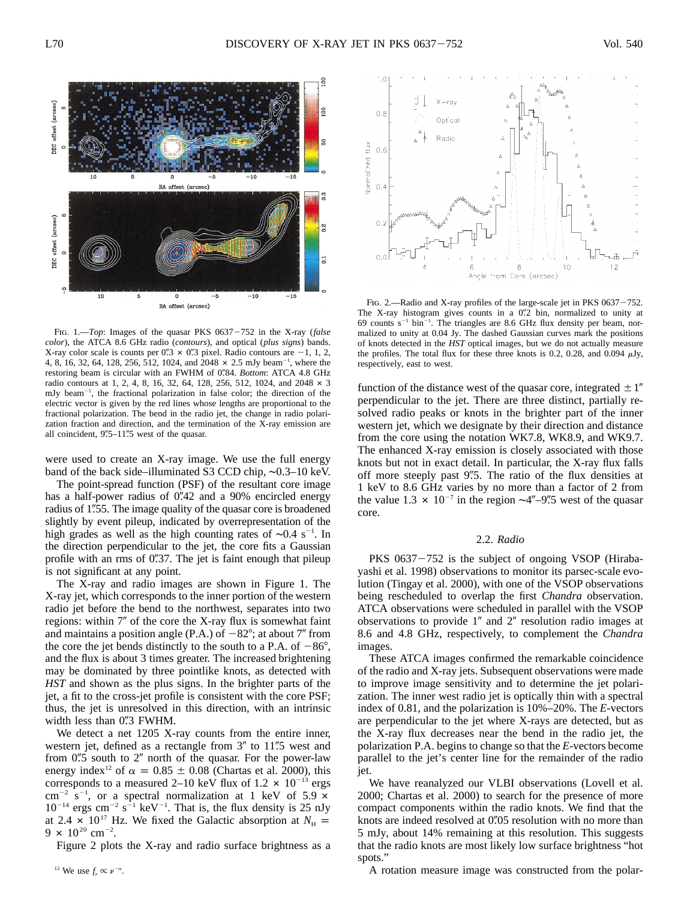FIG. 1.—*Top*: Images of the quasar PKS 0637−752 in the X-ray (*false color*), the ATCA 8.6 GHz radio (*contours*), and optical (*plus signs*) bands. X-ray color scale is counts per 0.″3 × 0.″3 pixel. Radio contours are −1, 1, 2, 4, 8, 16, 32, 64, 128, 256, 512, 1024, and 2048 × 2.5 mJy beam$^{-1}$, where the restoring beam is circular with an FWHM of 0.″84. *Bottom*: ATCA 4.8 GHz radio contours at 1, 2, 4, 8, 16, 32, 64, 128, 256, 512, 1024, and 2048 × 3 mJy beam$^{-1}$, the fractional polarization in false color; the direction of the electric vector is given by the red lines whose lengths are proportional to the fractional polarization. The bend in the radio jet, the change in radio polarization fraction and direction, and the termination of the X-ray emission are all coincident, 9.″5–11.″5 west of the quasar.

FIG. 2.—Radio and X-ray profiles of the large-scale jet in PKS 0637−752. The X-ray histogram gives counts in a 0.″2 bin, normalized to unity at 69 counts s$^{-1}$ bin$^{-1}$. The triangles are 8.6 GHz flux density per beam, normalized to unity at 0.04 Jy. The dashed Gaussian curves mark the positions of knots detected in the *HST* optical images, but we do not actually measure the profiles. The total flux for these three knots is 0.2, 0.28, and 0.094 μJy, respectively, east to west.

were used to create an X-ray image. We use the full energy band of the back side–illuminated S3 CCD chip, ∼0.3–10 keV.

The point-spread function (PSF) of the resultant core image has a half-power radius of 0.″42 and a 90% encircled energy radius of 1.″55. The image quality of the quasar core is broadened slightly by event pileup, indicated by overrepresentation of the high grades as well as the high counting rates of ∼0.4 s$^{-1}$. In the direction perpendicular to the jet, the core fits a Gaussian profile with an rms of 0.″37. The jet is faint enough that pileup is not significant at any point.

The X-ray and radio images are shown in Figure 1. The X-ray jet, which corresponds to the inner portion of the western radio jet before the bend to the northwest, separates into two regions: within 7″ of the core the X-ray flux is somewhat faint and maintains a position angle (P.A.) of −82°; at about 7″ from the core the jet bends distinctly to the south to a P.A. of −86°, and the flux is about 3 times greater. The increased brightening may be dominated by three pointlike knots, as detected with *HST* and shown as the plus signs. In the brighter parts of the jet, a fit to the cross-jet profile is consistent with the core PSF; thus, the jet is unresolved in this direction, with an intrinsic width less than 0.″3 FWHM.

We detect a net 1205 X-ray counts from the entire inner, western jet, defined as a rectangle from 3″ to 11.″5 west and from 0.″5 south to 2″ north of the quasar. For the power-law energy index[12] of $\alpha = 0.85 \pm 0.08$ (Chartas et al. 2000), this corresponds to a measured 2–10 keV flux of $1.2 \times 10^{-13}$ ergs cm$^{-2}$ s$^{-1}$, or a spectral normalization at 1 keV of $5.9 \times 10^{-14}$ ergs cm$^{-2}$ s$^{-1}$ keV$^{-1}$. That is, the flux density is 25 nJy at $2.4 \times 10^{17}$ Hz. We fixed the Galactic absorption at $N_H = 9 \times 10^{20}$ cm$^{-2}$.

Figure 2 plots the X-ray and radio surface brightness as a function of the distance west of the quasar core, integrated ±1″ perpendicular to the jet. There are three distinct, partially resolved radio peaks or knots in the brighter part of the inner western jet, which we designate by their direction and distance from the core using the notation WK7.8, WK8.9, and WK9.7. The enhanced X-ray emission is closely associated with those knots but not in exact detail. In particular, the X-ray flux falls off more steeply past 9.″5. The ratio of the flux densities at 1 keV to 8.6 GHz varies by no more than a factor of 2 from the value $1.3 \times 10^{-7}$ in the region ∼4″–9.″5 west of the quasar core.

### 2.2. *Radio*

PKS 0637−752 is the subject of ongoing VSOP (Hirabayashi et al. 1998) observations to monitor its parsec-scale evolution (Tingay et al. 2000), with one of the VSOP observations being rescheduled to overlap the first *Chandra* observation. ATCA observations were scheduled in parallel with the VSOP observations to provide 1″ and 2″ resolution radio images at 8.6 and 4.8 GHz, respectively, to complement the *Chandra* images.

These ATCA images confirmed the remarkable coincidence of the radio and X-ray jets. Subsequent observations were made to improve image sensitivity and to determine the jet polarization. The inner west radio jet is optically thin with a spectral index of 0.81, and the polarization is 10%–20%. The *E*-vectors are perpendicular to the jet where X-rays are detected, but as the X-ray flux decreases near the bend in the radio jet, the polarization P.A. begins to change so that the *E*-vectors become parallel to the jet's center line for the remainder of the radio jet.

We have reanalyzed our VLBI observations (Lovell et al. 2000; Chartas et al. 2000) to search for the presence of more compact components within the radio knots. We find that the knots are indeed resolved at 0.″05 resolution with no more than 5 mJy, about 14% remaining at this resolution. This suggests that the radio knots are most likely low surface brightness "hot spots."

A rotation measure image was constructed from the polar-

[12] We use $f_\nu \propto \nu^{-\alpha}$.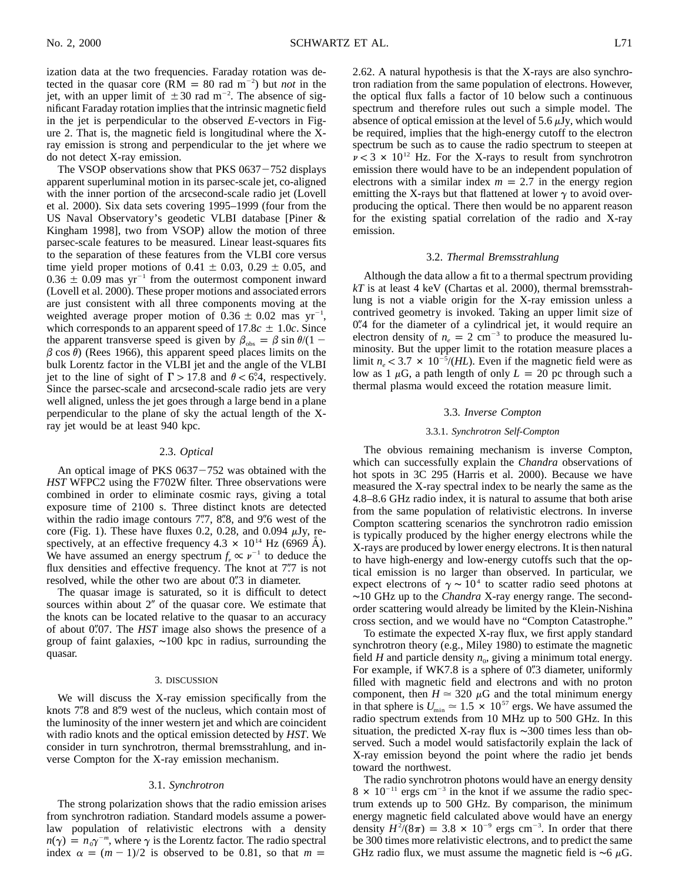ization data at the two frequencies. Faraday rotation was detected in the quasar core (RM = 80 rad m$^{-2}$) but *not* in the jet, with an upper limit of $\pm 30$ rad m$^{-2}$. The absence of significant Faraday rotation implies that the intrinsic magnetic field in the jet is perpendicular to the observed *E*-vectors in Figure 2. That is, the magnetic field is longitudinal where the X-ray emission is strong and perpendicular to the jet where we do not detect X-ray emission.

The VSOP observations show that PKS 0637−752 displays apparent superluminal motion in its parsec-scale jet, co-aligned with the inner portion of the arcsecond-scale radio jet (Lovell et al. 2000). Six data sets covering 1995–1999 (four from the US Naval Observatory's geodetic VLBI database [Piner & Kingham 1998], two from VSOP) allow the motion of three parsec-scale features to be measured. Linear least-squares fits to the separation of these features from the VLBI core versus time yield proper motions of $0.41 \pm 0.03$, $0.29 \pm 0.05$, and $0.36 \pm 0.09$ mas yr$^{-1}$ from the outermost component inward (Lovell et al. 2000). These proper motions and associated errors are just consistent with all three components moving at the weighted average proper motion of $0.36 \pm 0.02$ mas yr$^{-1}$, which corresponds to an apparent speed of $17.8c \pm 1.0c$. Since the apparent transverse speed is given by $\beta_{\rm obs} = \beta \sin\theta/(1 - \beta\cos\theta)$ (Rees 1966), this apparent speed places limits on the bulk Lorentz factor in the VLBI jet and the angle of the VLBI jet to the line of sight of $\Gamma > 17.8$ and $\theta < 6\fdg4$, respectively. Since the parsec-scale and arcsecond-scale radio jets are very well aligned, unless the jet goes through a large bend in a plane perpendicular to the plane of sky the actual length of the X-ray jet would be at least 940 kpc.

### 2.3. *Optical*

An optical image of PKS 0637−752 was obtained with the *HST* WFPC2 using the F702W filter. Three observations were combined in order to eliminate cosmic rays, giving a total exposure time of 2100 s. Three distinct knots are detected within the radio image contours 7″.7, 8″.8, and 9″.6 west of the core (Fig. 1). These have fluxes 0.2, 0.28, and 0.094 $\mu$Jy, respectively, at an effective frequency $4.3 \times 10^{14}$ Hz (6969 Å). We have assumed an energy spectrum $f_\nu \propto \nu^{-1}$ to deduce the flux densities and effective frequency. The knot at 7″.7 is not resolved, while the other two are about 0″.3 in diameter.

The quasar image is saturated, so it is difficult to detect sources within about 2″ of the quasar core. We estimate that the knots can be located relative to the quasar to an accuracy of about 0″.07. The *HST* image also shows the presence of a group of faint galaxies, ∼100 kpc in radius, surrounding the quasar.

## 3. DISCUSSION

We will discuss the X-ray emission specifically from the knots 7″.8 and 8″.9 west of the nucleus, which contain most of the luminosity of the inner western jet and which are coincident with radio knots and the optical emission detected by *HST*. We consider in turn synchrotron, thermal bremsstrahlung, and inverse Compton for the X-ray emission mechanism.

### 3.1. *Synchrotron*

The strong polarization shows that the radio emission arises from synchrotron radiation. Standard models assume a power-law population of relativistic electrons with a density $n(\gamma) = n_0\gamma^{-m}$, where $\gamma$ is the Lorentz factor. The radio spectral index $\alpha = (m - 1)/2$ is observed to be 0.81, so that $m =$ 2.62. A natural hypothesis is that the X-rays are also synchrotron radiation from the same population of electrons. However, the optical flux falls a factor of 10 below such a continuous spectrum and therefore rules out such a simple model. The absence of optical emission at the level of 5.6 $\mu$Jy, which would be required, implies that the high-energy cutoff to the electron spectrum be such as to cause the radio spectrum to steepen at $\nu < 3 \times 10^{12}$ Hz. For the X-rays to result from synchrotron emission there would have to be an independent population of electrons with a similar index $m = 2.7$ in the energy region emitting the X-rays but that flattened at lower $\gamma$ to avoid overproducing the optical. There then would be no apparent reason for the existing spatial correlation of the radio and X-ray emission.

### 3.2. *Thermal Bremsstrahlung*

Although the data allow a fit to a thermal spectrum providing *kT* is at least 4 keV (Chartas et al. 2000), thermal bremsstrahlung is not a viable origin for the X-ray emission unless a contrived geometry is invoked. Taking an upper limit size of 0″.4 for the diameter of a cylindrical jet, it would require an electron density of $n_e = 2$ cm$^{-3}$ to produce the measured luminosity. But the upper limit to the rotation measure places a limit $n_e < 3.7 \times 10^{-5}/(HL)$. Even if the magnetic field were as low as 1 $\mu$G, a path length of only $L = 20$ pc through such a thermal plasma would exceed the rotation measure limit.

### 3.3. *Inverse Compton*

#### 3.3.1. *Synchrotron Self-Compton*

The obvious remaining mechanism is inverse Compton, which can successfully explain the *Chandra* observations of hot spots in 3C 295 (Harris et al. 2000). Because we have measured the X-ray spectral index to be nearly the same as the 4.8–8.6 GHz radio index, it is natural to assume that both arise from the same population of relativistic electrons. In inverse Compton scattering scenarios the synchrotron radio emission is typically produced by the higher energy electrons while the X-rays are produced by lower energy electrons. It is then natural to have high-energy and low-energy cutoffs such that the optical emission is no larger than observed. In particular, we expect electrons of $\gamma \sim 10^4$ to scatter radio seed photons at ∼10 GHz up to the *Chandra* X-ray energy range. The second-order scattering would already be limited by the Klein-Nishina cross section, and we would have no "Compton Catastrophe."

To estimate the expected X-ray flux, we first apply standard synchrotron theory (e.g., Miley 1980) to estimate the magnetic field *H* and particle density $n_0$, giving a minimum total energy. For example, if WK7.8 is a sphere of 0″.3 diameter, uniformly filled with magnetic field and electrons and with no proton component, then $H \simeq 320$ $\mu$G and the total minimum energy in that sphere is $U_{\rm min} \simeq 1.5 \times 10^{57}$ ergs. We have assumed the radio spectrum extends from 10 MHz up to 500 GHz. In this situation, the predicted X-ray flux is ∼300 times less than observed. Such a model would satisfactorily explain the lack of X-ray emission beyond the point where the radio jet bends toward the northwest.

The radio synchrotron photons would have an energy density $8 \times 10^{-11}$ ergs cm$^{-3}$ in the knot if we assume the radio spectrum extends up to 500 GHz. By comparison, the minimum energy magnetic field calculated above would have an energy density $H^2/(8\pi) = 3.8 \times 10^{-9}$ ergs cm$^{-3}$. In order that there be 300 times more relativistic electrons, and to predict the same GHz radio flux, we must assume the magnetic field is ∼6 $\mu$G.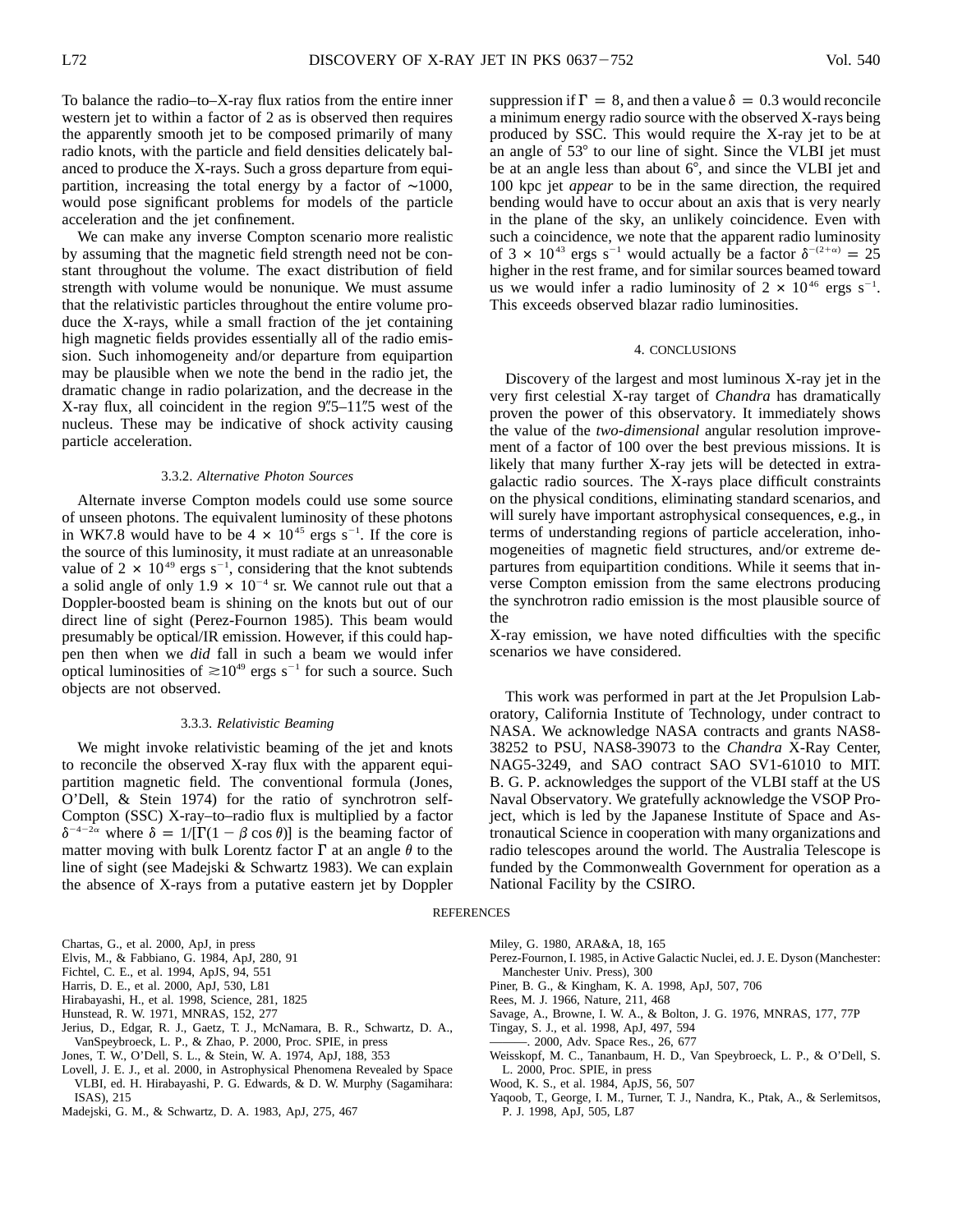To balance the radio–to–X-ray flux ratios from the entire inner western jet to within a factor of 2 as is observed then requires the apparently smooth jet to be composed primarily of many radio knots, with the particle and field densities delicately balanced to produce the X-rays. Such a gross departure from equipartition, increasing the total energy by a factor of $\sim$1000, would pose significant problems for models of the particle acceleration and the jet confinement.

We can make any inverse Compton scenario more realistic by assuming that the magnetic field strength need not be constant throughout the volume. The exact distribution of field strength with volume would be nonunique. We must assume that the relativistic particles throughout the entire volume produce the X-rays, while a small fraction of the jet containing high magnetic fields provides essentially all of the radio emission. Such inhomogeneity and/or departure from equipartion may be plausible when we note the bend in the radio jet, the dramatic change in radio polarization, and the decrease in the X-ray flux, all coincident in the region 9".5–11".5 west of the nucleus. These may be indicative of shock activity causing particle acceleration.

#### 3.3.2. *Alternative Photon Sources*

Alternate inverse Compton models could use some source of unseen photons. The equivalent luminosity of these photons in WK7.8 would have to be $4 \times 10^{45}$ ergs s$^{-1}$. If the core is the source of this luminosity, it must radiate at an unreasonable value of $2 \times 10^{49}$ ergs s$^{-1}$, considering that the knot subtends a solid angle of only $1.9 \times 10^{-4}$ sr. We cannot rule out that a Doppler-boosted beam is shining on the knots but out of our direct line of sight (Perez-Fournon 1985). This beam would presumably be optical/IR emission. However, if this could happen then when we *did* fall in such a beam we would infer optical luminosities of $\gtrsim 10^{49}$ ergs s$^{-1}$ for such a source. Such objects are not observed.

#### 3.3.3. *Relativistic Beaming*

We might invoke relativistic beaming of the jet and knots to reconcile the observed X-ray flux with the apparent equipartition magnetic field. The conventional formula (Jones, O'Dell, & Stein 1974) for the ratio of synchrotron self-Compton (SSC) X-ray–to–radio flux is multiplied by a factor $\delta^{-4-2\alpha}$ where $\delta = 1/[\Gamma(1 - \beta \cos \theta)]$ is the beaming factor of matter moving with bulk Lorentz factor $\Gamma$ at an angle $\theta$ to the line of sight (see Madejski & Schwartz 1983). We can explain the absence of X-rays from a putative eastern jet by Doppler suppression if $\Gamma = 8$, and then a value $\delta = 0.3$ would reconcile a minimum energy radio source with the observed X-rays being produced by SSC. This would require the X-ray jet to be at an angle of 53° to our line of sight. Since the VLBI jet must be at an angle less than about 6°, and since the VLBI jet and 100 kpc jet *appear* to be in the same direction, the required bending would have to occur about an axis that is very nearly in the plane of the sky, an unlikely coincidence. Even with such a coincidence, we note that the apparent radio luminosity of $3 \times 10^{43}$ ergs s$^{-1}$ would actually be a factor $\delta^{-(2+\alpha)} = 25$ higher in the rest frame, and for similar sources beamed toward us we would infer a radio luminosity of $2 \times 10^{46}$ ergs s$^{-1}$. This exceeds observed blazar radio luminosities.

## 4. CONCLUSIONS

Discovery of the largest and most luminous X-ray jet in the very first celestial X-ray target of *Chandra* has dramatically proven the power of this observatory. It immediately shows the value of the *two-dimensional* angular resolution improvement of a factor of 100 over the best previous missions. It is likely that many further X-ray jets will be detected in extragalactic radio sources. The X-rays place difficult constraints on the physical conditions, eliminating standard scenarios, and will surely have important astrophysical consequences, e.g., in terms of understanding regions of particle acceleration, inhomogeneities of magnetic field structures, and/or extreme departures from equipartition conditions. While it seems that inverse Compton emission from the same electrons producing the synchrotron radio emission is the most plausible source of the X-ray emission, we have noted difficulties with the specific scenarios we have considered.

This work was performed in part at the Jet Propulsion Laboratory, California Institute of Technology, under contract to NASA. We acknowledge NASA contracts and grants NAS8-38252 to PSU, NAS8-39073 to the *Chandra* X-Ray Center, NAG5-3249, and SAO contract SAO SV1-61010 to MIT. B. G. P. acknowledges the support of the VLBI staff at the US Naval Observatory. We gratefully acknowledge the VSOP Project, which is led by the Japanese Institute of Space and Astronautical Science in cooperation with many organizations and radio telescopes around the world. The Australia Telescope is funded by the Commonwealth Government for operation as a National Facility by the CSIRO.

## REFERENCES

Chartas, G., et al. 2000, ApJ, in press
Elvis, M., & Fabbiano, G. 1984, ApJ, 280, 91
Fichtel, C. E., et al. 1994, ApJS, 94, 551
Harris, D. E., et al. 2000, ApJ, 530, L81
Hirabayashi, H., et al. 1998, Science, 281, 1825
Hunstead, R. W. 1971, MNRAS, 152, 277
Jerius, D., Edgar, R. J., Gaetz, T. J., McNamara, B. R., Schwartz, D. A., VanSpeybroeck, L. P., & Zhao, P. 2000, Proc. SPIE, in press
Jones, T. W., O'Dell, S. L., & Stein, W. A. 1974, ApJ, 188, 353
Lovell, J. E. J., et al. 2000, in Astrophysical Phenomena Revealed by Space VLBI, ed. H. Hirabayashi, P. G. Edwards, & D. W. Murphy (Sagamihara: ISAS), 215
Madejski, G. M., & Schwartz, D. A. 1983, ApJ, 275, 467
Miley, G. 1980, ARA&A, 18, 165
Perez-Fournon, I. 1985, in Active Galactic Nuclei, ed. J. E. Dyson (Manchester: Manchester Univ. Press), 300
Piner, B. G., & Kingham, K. A. 1998, ApJ, 507, 706
Rees, M. J. 1966, Nature, 211, 468
Savage, A., Browne, I. W. A., & Bolton, J. G. 1976, MNRAS, 177, 77P
Tingay, S. J., et al. 1998, ApJ, 497, 594
———. 2000, Adv. Space Res., 26, 677
Weisskopf, M. C., Tananbaum, H. D., Van Speybroeck, L. P., & O'Dell, S. L. 2000, Proc. SPIE, in press
Wood, K. S., et al. 1984, ApJS, 56, 507
Yaqoob, T., George, I. M., Turner, T. J., Nandra, K., Ptak, A., & Serlemitsos, P. J. 1998, ApJ, 505, L87